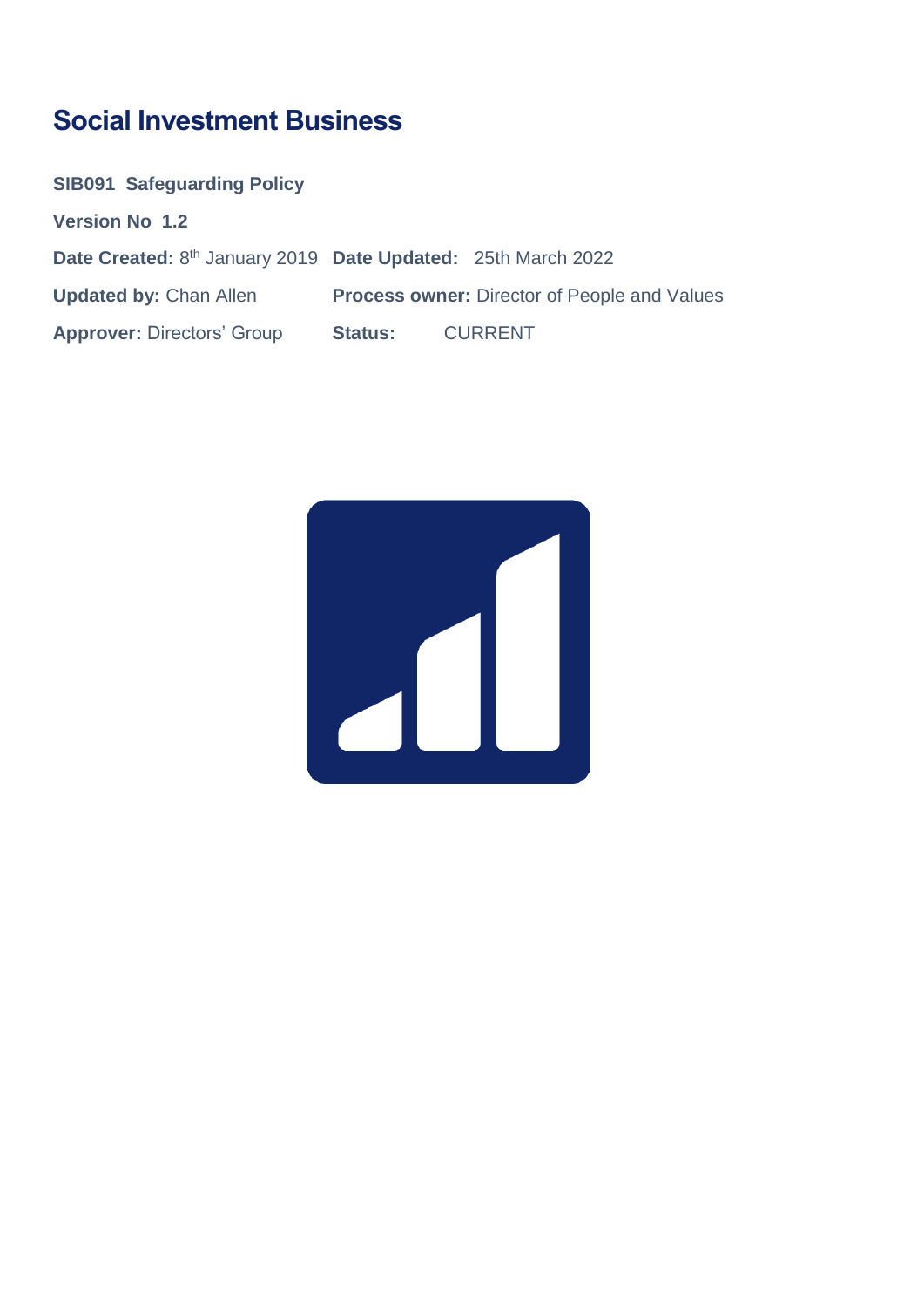# Social Investment Business

**SIB091 Safeguarding Policy**

**Version No 1.2**

**Date Created:** 8th January 2019 **Date Updated:** 25th March 2022

**Updated by:** Chan Allen **Process owner:** Director of People and Values

**Approver:** Directors' Group **Status:** CURRENT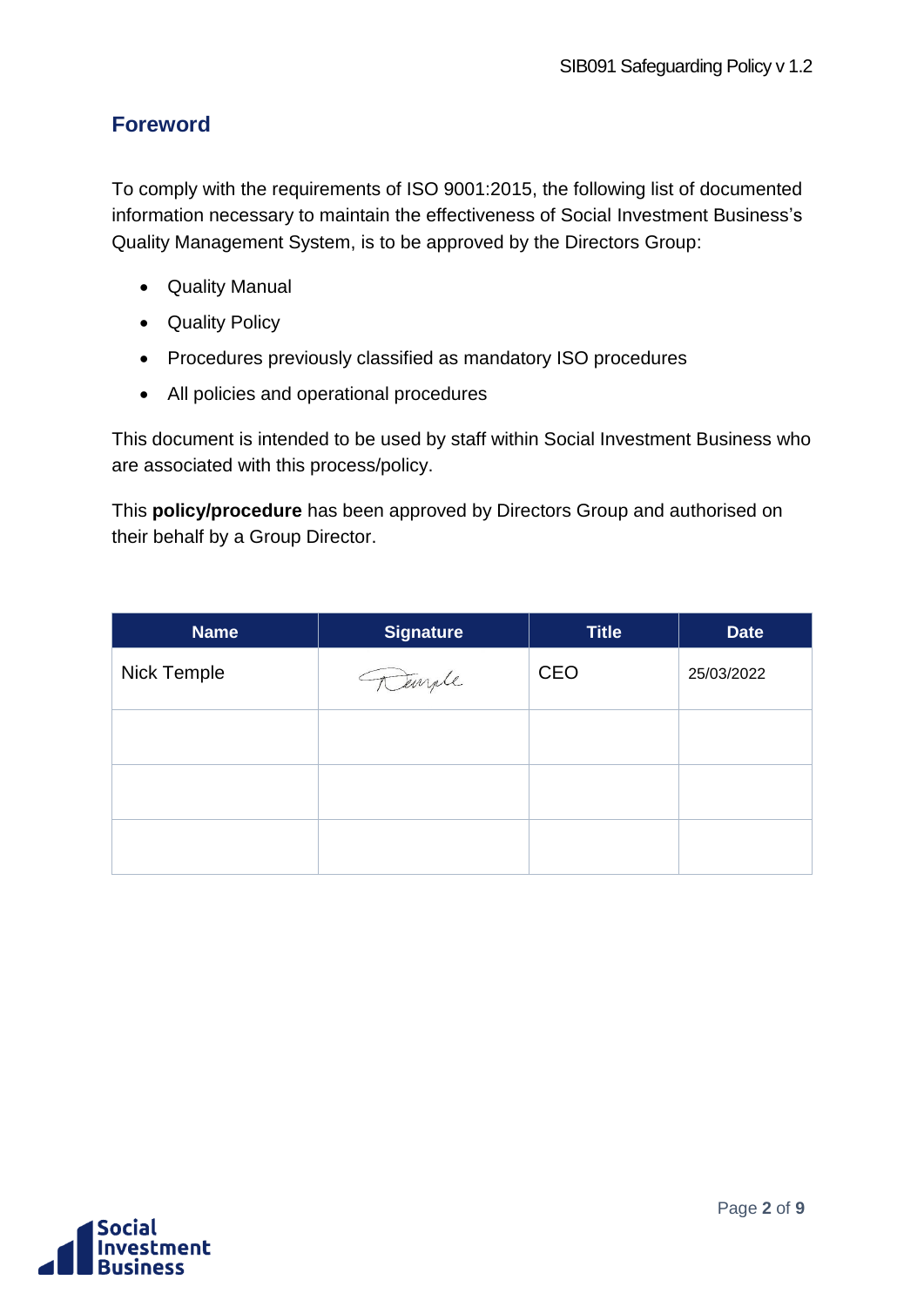## Foreword

To comply with the requirements of ISO 9001:2015, the following list of documented information necessary to maintain the effectiveness of Social Investment Business's Quality Management System, is to be approved by the Directors Group:

- Quality Manual
- Quality Policy
- Procedures previously classified as mandatory ISO procedures
- All policies and operational procedures

This document is intended to be used by staff within Social Investment Business who are associated with this process/policy.

This **policy/procedure** has been approved by Directors Group and authorised on their behalf by a Group Director.

| Name | Signature | Title | Date |
|---|---|---|---|
| Nick Temple | Temple | CEO | 25/03/2022 |
| | | | |
| | | | |
| | | | |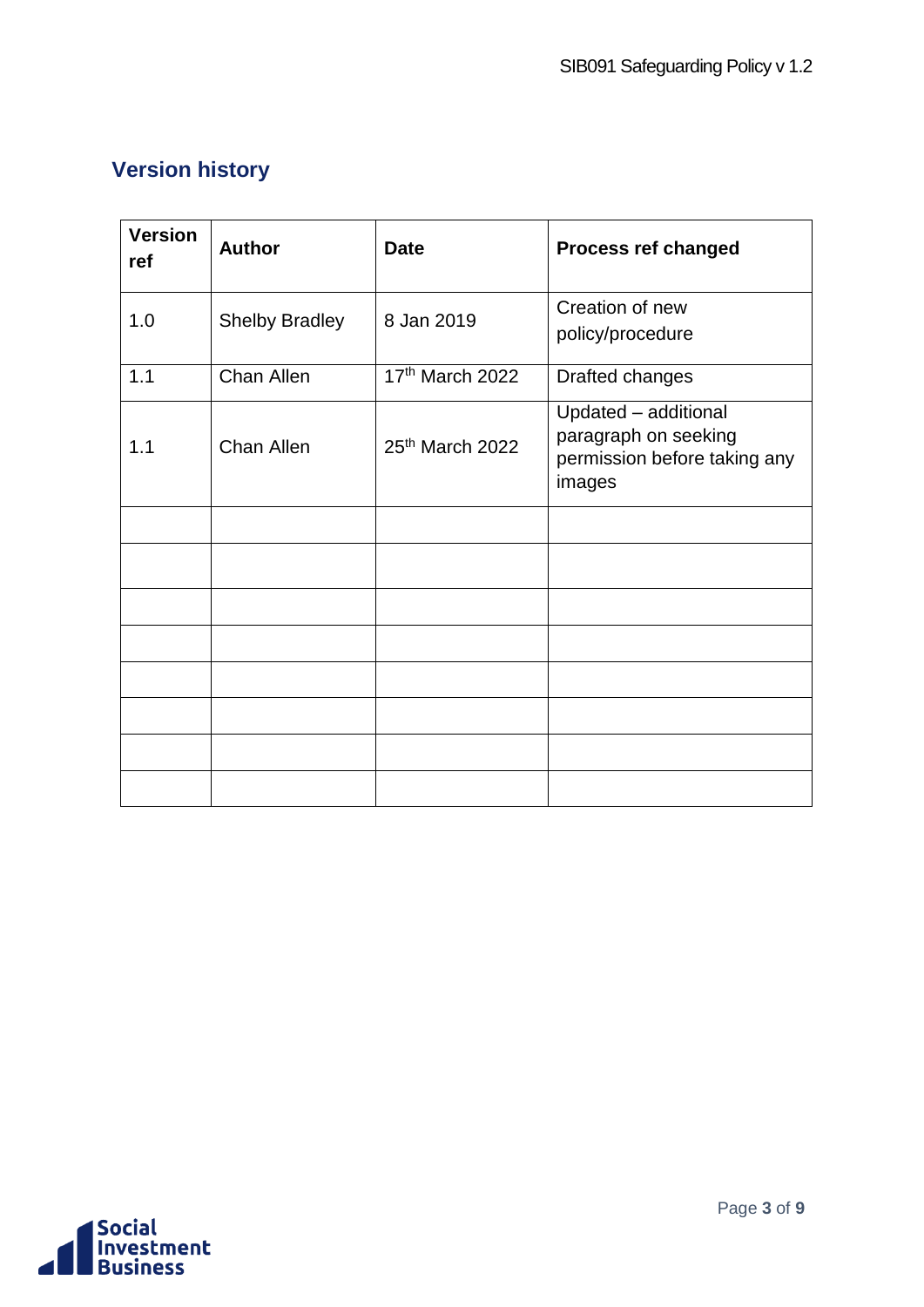## Version history

| Version ref | Author | Date | Process ref changed |
|---|---|---|---|
| 1.0 | Shelby Bradley | 8 Jan 2019 | Creation of new policy/procedure |
| 1.1 | Chan Allen | 17th March 2022 | Drafted changes |
| 1.1 | Chan Allen | 25th March 2022 | Updated – additional paragraph on seeking permission before taking any images |
| | | | |
| | | | |
| | | | |
| | | | |
| | | | |
| | | | |
| | | | |
| | | | |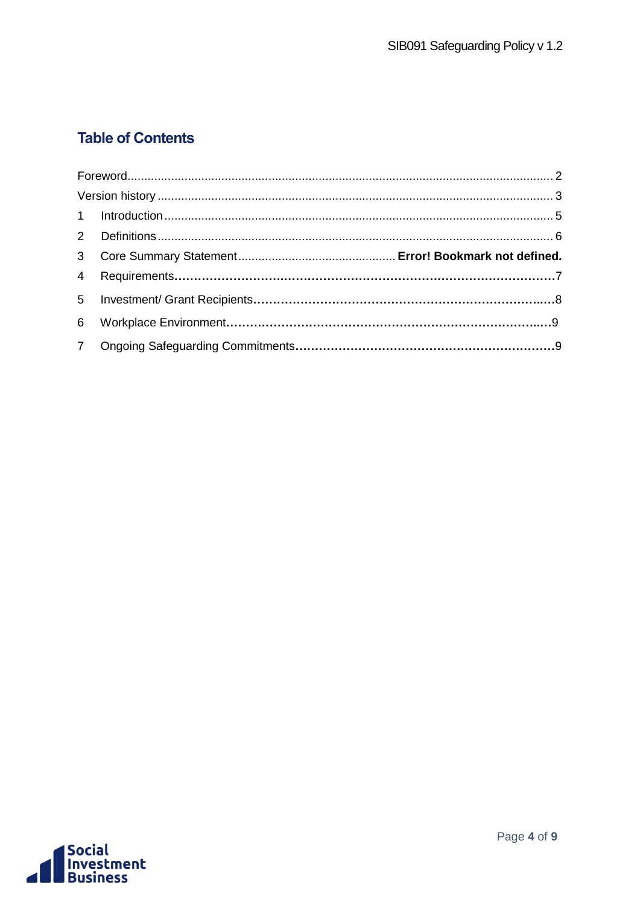## Table of Contents

Foreword ........................................................................................................................ 2
Version history ............................................................................................................... 3
1 Introduction ................................................................................................................. 5
2 Definitions ................................................................................................................... 6
3 Core Summary Statement ............................................ **Error! Bookmark not defined.**
4 Requirements ............................................................................................................. 7
5 Investment/ Grant Recipients ..................................................................................... 8
6 Workplace Environment .............................................................................................. 9
7 Ongoing Safeguarding Commitments ......................................................................... 9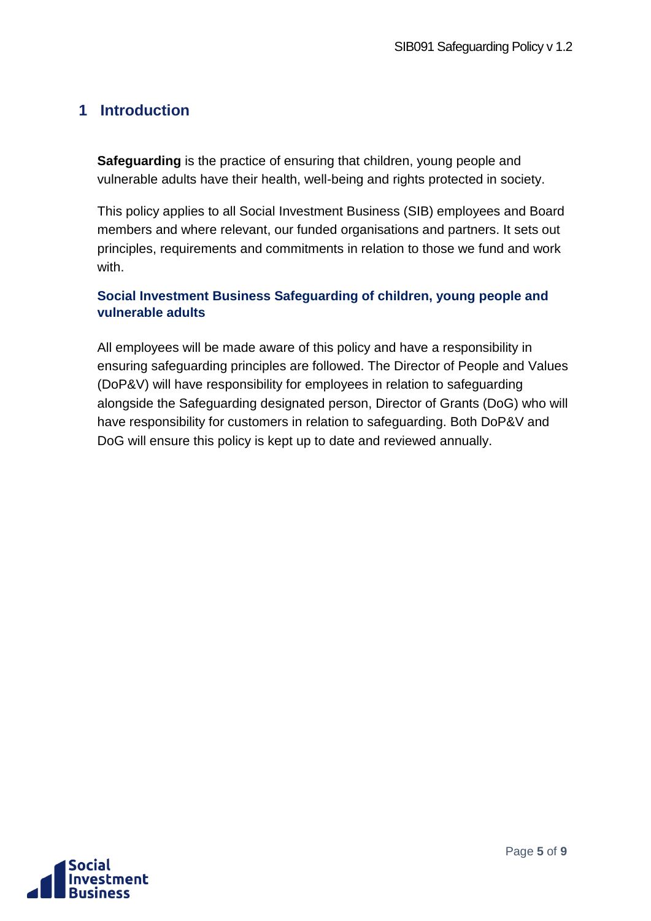# 1 Introduction

**Safeguarding** is the practice of ensuring that children, young people and vulnerable adults have their health, well-being and rights protected in society.

This policy applies to all Social Investment Business (SIB) employees and Board members and where relevant, our funded organisations and partners. It sets out principles, requirements and commitments in relation to those we fund and work with.

### Social Investment Business Safeguarding of children, young people and vulnerable adults

All employees will be made aware of this policy and have a responsibility in ensuring safeguarding principles are followed. The Director of People and Values (DoP&V) will have responsibility for employees in relation to safeguarding alongside the Safeguarding designated person, Director of Grants (DoG) who will have responsibility for customers in relation to safeguarding. Both DoP&V and DoG will ensure this policy is kept up to date and reviewed annually.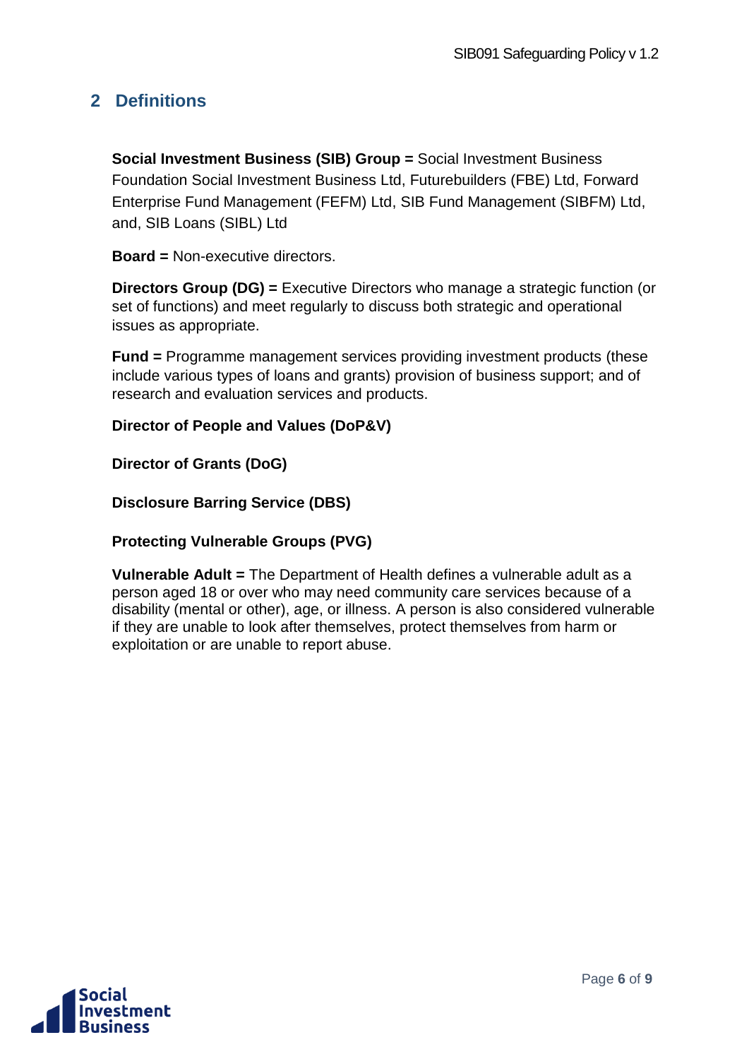## 2 Definitions

**Social Investment Business (SIB) Group =** Social Investment Business Foundation Social Investment Business Ltd, Futurebuilders (FBE) Ltd, Forward Enterprise Fund Management (FEFM) Ltd, SIB Fund Management (SIBFM) Ltd, and, SIB Loans (SIBL) Ltd

**Board =** Non-executive directors.

**Directors Group (DG) =** Executive Directors who manage a strategic function (or set of functions) and meet regularly to discuss both strategic and operational issues as appropriate.

**Fund =** Programme management services providing investment products (these include various types of loans and grants) provision of business support; and of research and evaluation services and products.

**Director of People and Values (DoP&V)**

**Director of Grants (DoG)**

**Disclosure Barring Service (DBS)**

**Protecting Vulnerable Groups (PVG)**

**Vulnerable Adult =** The Department of Health defines a vulnerable adult as a person aged 18 or over who may need community care services because of a disability (mental or other), age, or illness. A person is also considered vulnerable if they are unable to look after themselves, protect themselves from harm or exploitation or are unable to report abuse.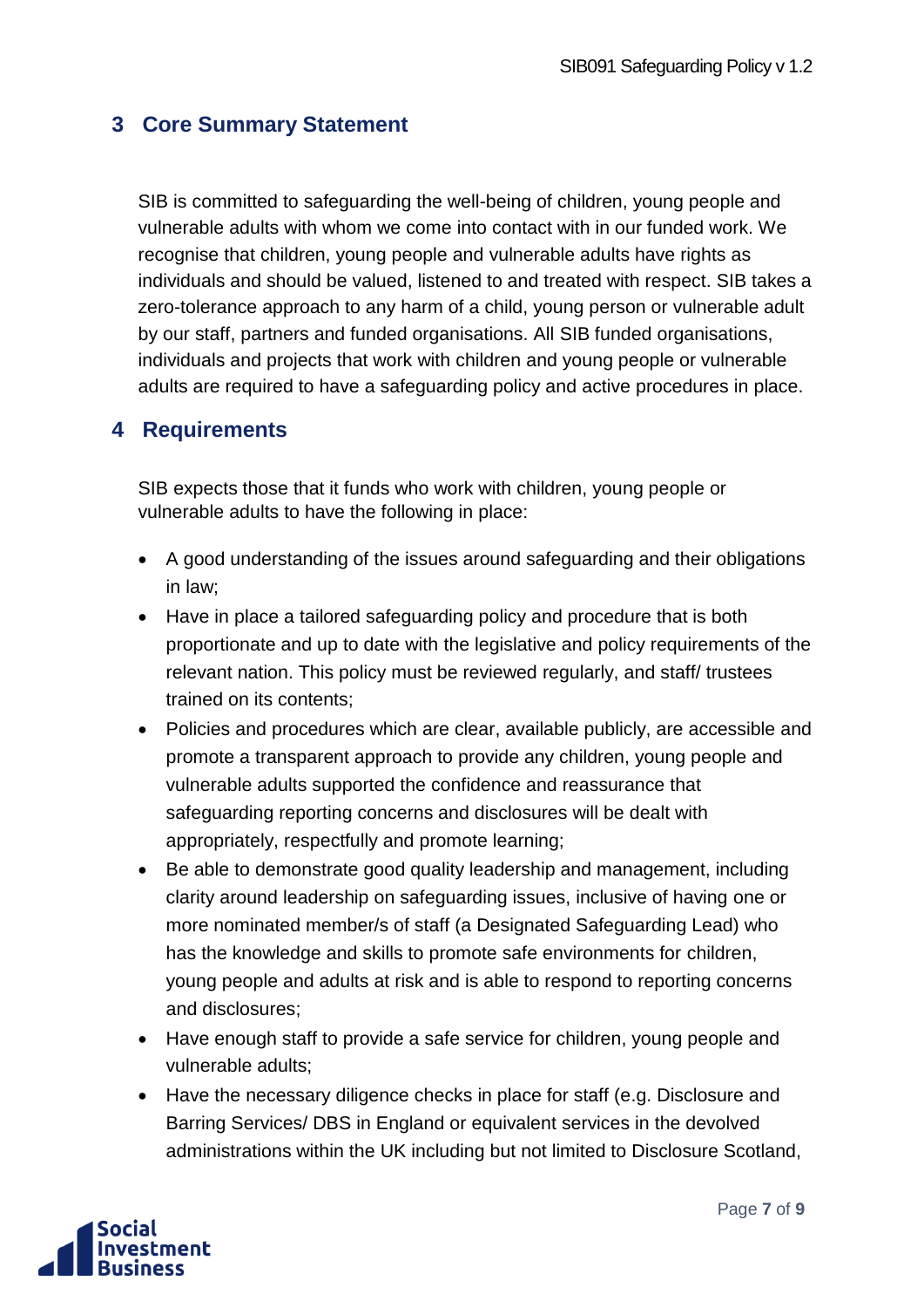## 3 Core Summary Statement

SIB is committed to safeguarding the well-being of children, young people and vulnerable adults with whom we come into contact with in our funded work. We recognise that children, young people and vulnerable adults have rights as individuals and should be valued, listened to and treated with respect. SIB takes a zero-tolerance approach to any harm of a child, young person or vulnerable adult by our staff, partners and funded organisations. All SIB funded organisations, individuals and projects that work with children and young people or vulnerable adults are required to have a safeguarding policy and active procedures in place.

## 4 Requirements

SIB expects those that it funds who work with children, young people or vulnerable adults to have the following in place:

- A good understanding of the issues around safeguarding and their obligations in law;
- Have in place a tailored safeguarding policy and procedure that is both proportionate and up to date with the legislative and policy requirements of the relevant nation. This policy must be reviewed regularly, and staff/ trustees trained on its contents;
- Policies and procedures which are clear, available publicly, are accessible and promote a transparent approach to provide any children, young people and vulnerable adults supported the confidence and reassurance that safeguarding reporting concerns and disclosures will be dealt with appropriately, respectfully and promote learning;
- Be able to demonstrate good quality leadership and management, including clarity around leadership on safeguarding issues, inclusive of having one or more nominated member/s of staff (a Designated Safeguarding Lead) who has the knowledge and skills to promote safe environments for children, young people and adults at risk and is able to respond to reporting concerns and disclosures;
- Have enough staff to provide a safe service for children, young people and vulnerable adults;
- Have the necessary diligence checks in place for staff (e.g. Disclosure and Barring Services/ DBS in England or equivalent services in the devolved administrations within the UK including but not limited to Disclosure Scotland,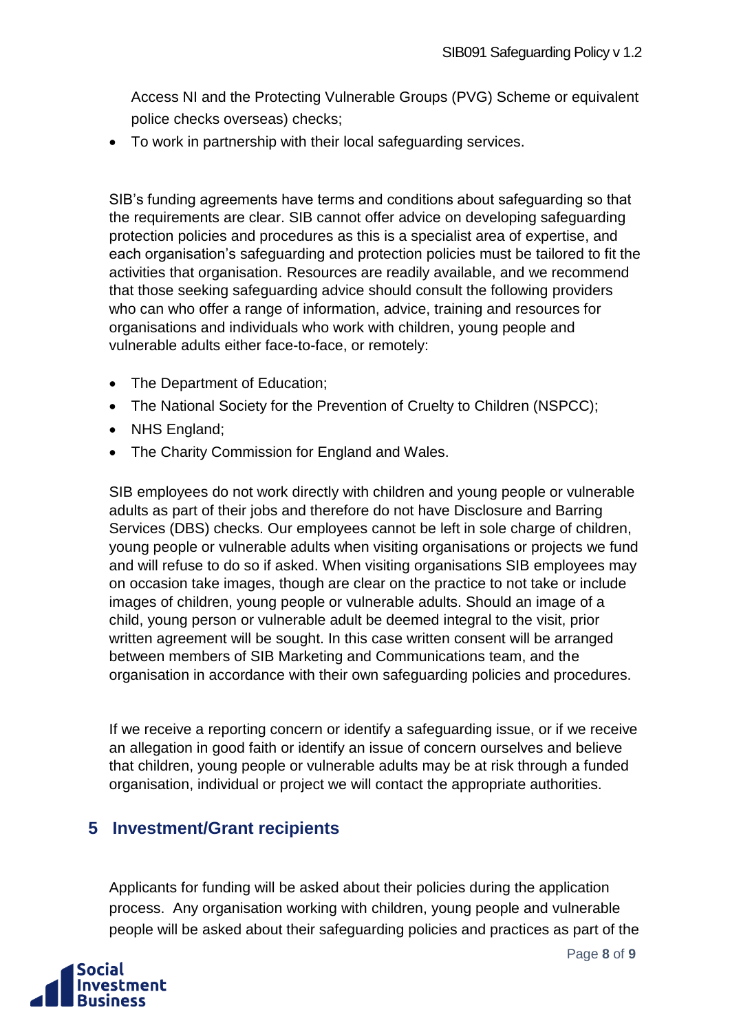Access NI and the Protecting Vulnerable Groups (PVG) Scheme or equivalent police checks overseas) checks;

- To work in partnership with their local safeguarding services.

SIB's funding agreements have terms and conditions about safeguarding so that the requirements are clear. SIB cannot offer advice on developing safeguarding protection policies and procedures as this is a specialist area of expertise, and each organisation's safeguarding and protection policies must be tailored to fit the activities that organisation. Resources are readily available, and we recommend that those seeking safeguarding advice should consult the following providers who can who offer a range of information, advice, training and resources for organisations and individuals who work with children, young people and vulnerable adults either face-to-face, or remotely:

- The Department of Education;
- The National Society for the Prevention of Cruelty to Children (NSPCC);
- NHS England;
- The Charity Commission for England and Wales.

SIB employees do not work directly with children and young people or vulnerable adults as part of their jobs and therefore do not have Disclosure and Barring Services (DBS) checks. Our employees cannot be left in sole charge of children, young people or vulnerable adults when visiting organisations or projects we fund and will refuse to do so if asked. When visiting organisations SIB employees may on occasion take images, though are clear on the practice to not take or include images of children, young people or vulnerable adults. Should an image of a child, young person or vulnerable adult be deemed integral to the visit, prior written agreement will be sought. In this case written consent will be arranged between members of SIB Marketing and Communications team, and the organisation in accordance with their own safeguarding policies and procedures.

If we receive a reporting concern or identify a safeguarding issue, or if we receive an allegation in good faith or identify an issue of concern ourselves and believe that children, young people or vulnerable adults may be at risk through a funded organisation, individual or project we will contact the appropriate authorities.

## 5 Investment/Grant recipients

Applicants for funding will be asked about their policies during the application process. Any organisation working with children, young people and vulnerable people will be asked about their safeguarding policies and practices as part of the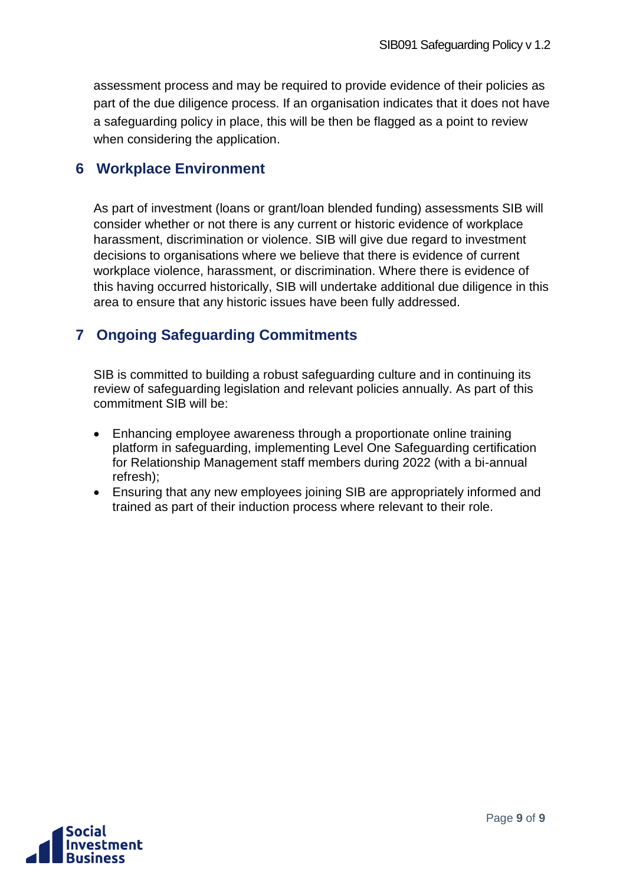assessment process and may be required to provide evidence of their policies as part of the due diligence process. If an organisation indicates that it does not have a safeguarding policy in place, this will be then be flagged as a point to review when considering the application.

## 6 Workplace Environment

As part of investment (loans or grant/loan blended funding) assessments SIB will consider whether or not there is any current or historic evidence of workplace harassment, discrimination or violence. SIB will give due regard to investment decisions to organisations where we believe that there is evidence of current workplace violence, harassment, or discrimination. Where there is evidence of this having occurred historically, SIB will undertake additional due diligence in this area to ensure that any historic issues have been fully addressed.

## 7 Ongoing Safeguarding Commitments

SIB is committed to building a robust safeguarding culture and in continuing its review of safeguarding legislation and relevant policies annually. As part of this commitment SIB will be:

- Enhancing employee awareness through a proportionate online training platform in safeguarding, implementing Level One Safeguarding certification for Relationship Management staff members during 2022 (with a bi-annual refresh);
- Ensuring that any new employees joining SIB are appropriately informed and trained as part of their induction process where relevant to their role.